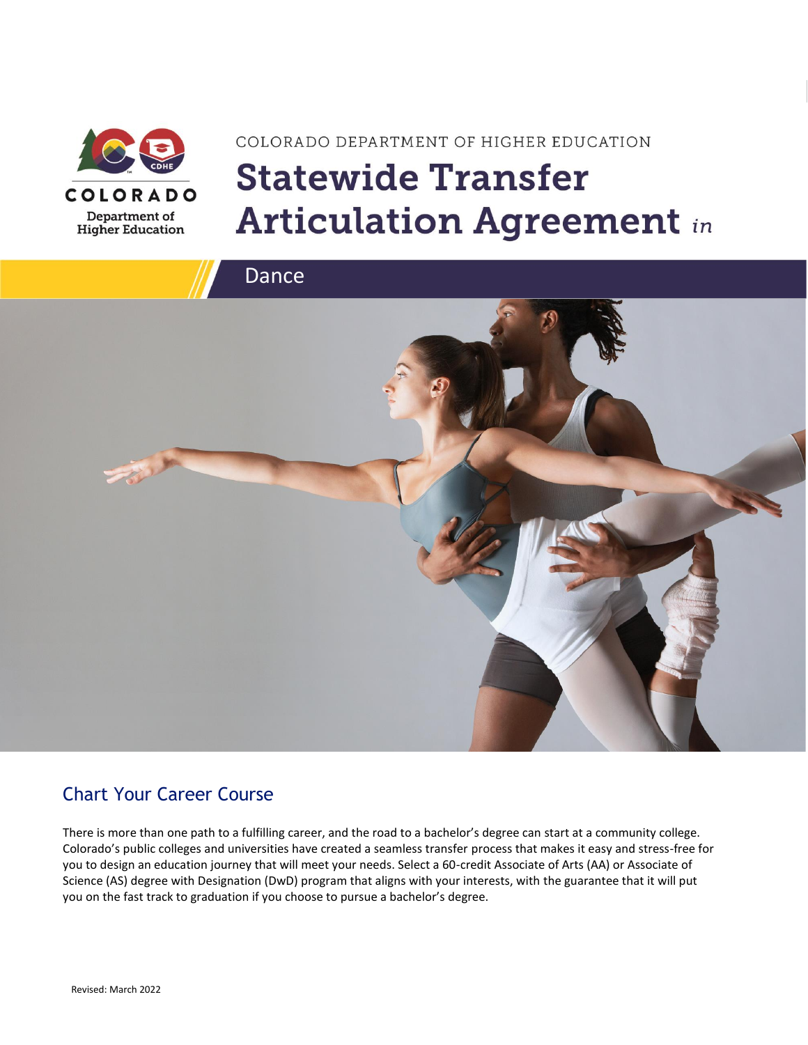COLORADO DEPARTMENT OF HIGHER EDUCATION

# Statewide Transfer Articulation Agreement *in*

Dance

## Chart Your Career Course

There is more than one path to a fulfilling career, and the road to a bachelor's degree can start at a community college. Colorado's public colleges and universities have created a seamless transfer process that makes it easy and stress-free for you to design an education journey that will meet your needs. Select a 60-credit Associate of Arts (AA) or Associate of Science (AS) degree with Designation (DwD) program that aligns with your interests, with the guarantee that it will put you on the fast track to graduation if you choose to pursue a bachelor's degree.

Revised: March 2022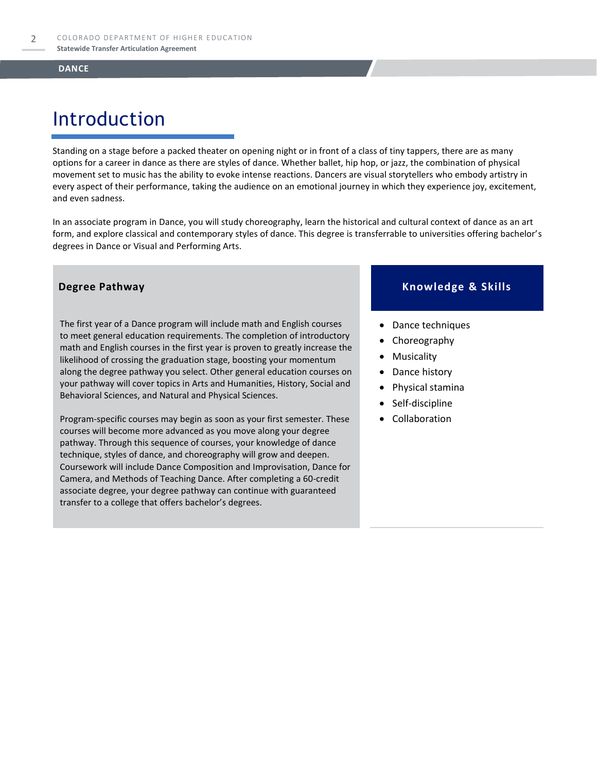# Introduction

Standing on a stage before a packed theater on opening night or in front of a class of tiny tappers, there are as many options for a career in dance as there are styles of dance. Whether ballet, hip hop, or jazz, the combination of physical movement set to music has the ability to evoke intense reactions. Dancers are visual storytellers who embody artistry in every aspect of their performance, taking the audience on an emotional journey in which they experience joy, excitement, and even sadness.

In an associate program in Dance, you will study choreography, learn the historical and cultural context of dance as an art form, and explore classical and contemporary styles of dance. This degree is transferrable to universities offering bachelor's degrees in Dance or Visual and Performing Arts.

## Degree Pathway

The first year of a Dance program will include math and English courses to meet general education requirements. The completion of introductory math and English courses in the first year is proven to greatly increase the likelihood of crossing the graduation stage, boosting your momentum along the degree pathway you select. Other general education courses on your pathway will cover topics in Arts and Humanities, History, Social and Behavioral Sciences, and Natural and Physical Sciences.

Program-specific courses may begin as soon as your first semester. These courses will become more advanced as you move along your degree pathway. Through this sequence of courses, your knowledge of dance technique, styles of dance, and choreography will grow and deepen. Coursework will include Dance Composition and Improvisation, Dance for Camera, and Methods of Teaching Dance. After completing a 60-credit associate degree, your degree pathway can continue with guaranteed transfer to a college that offers bachelor's degrees.

## Knowledge & Skills

- Dance techniques
- Choreography
- Musicality
- Dance history
- Physical stamina
- Self-discipline
- Collaboration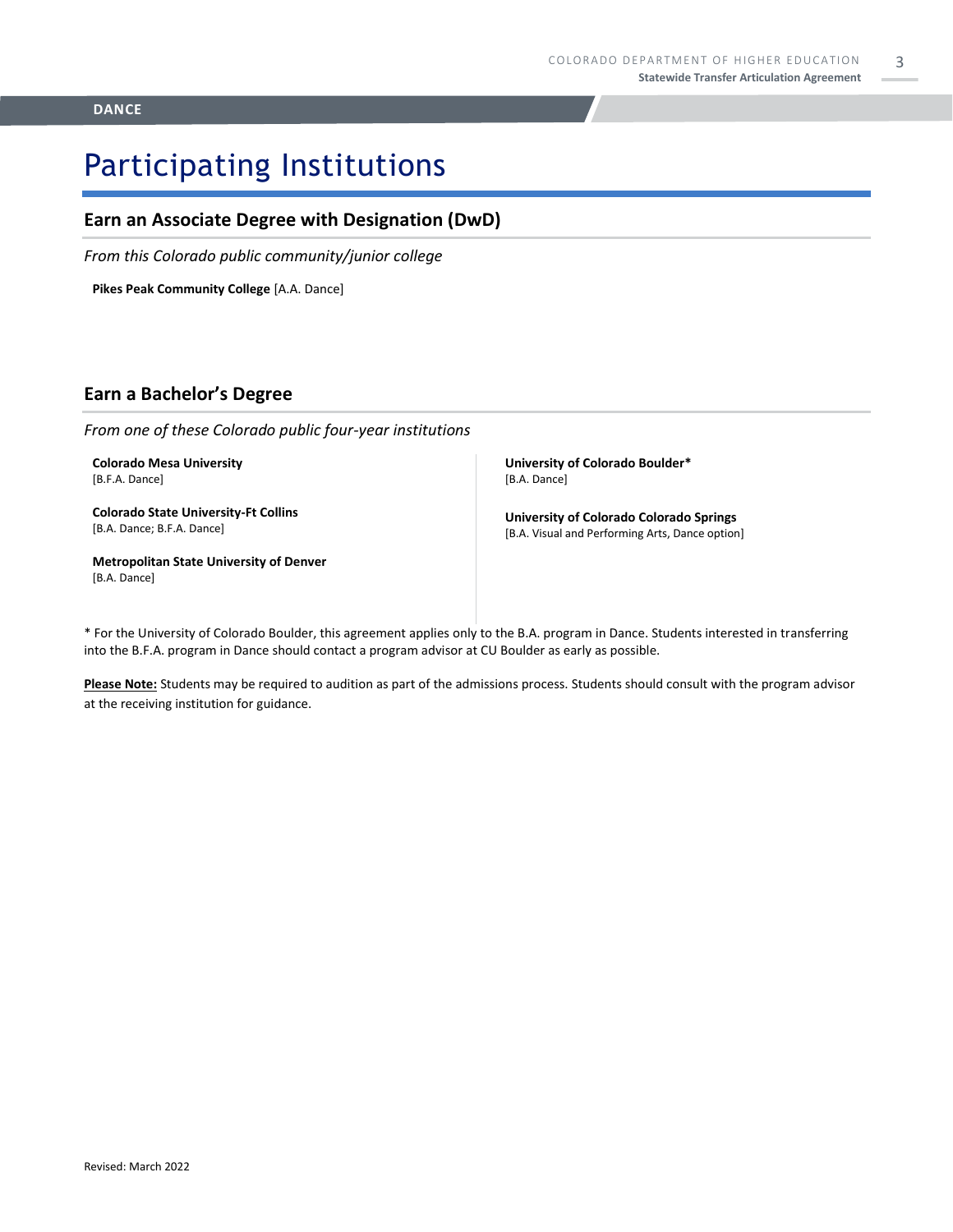# Participating Institutions

## Earn an Associate Degree with Designation (DwD)

*From this Colorado public community/junior college*

**Pikes Peak Community College** [A.A. Dance]

## Earn a Bachelor's Degree

*From one of these Colorado public four-year institutions*

**Colorado Mesa University**
[B.F.A. Dance]

**Colorado State University-Ft Collins**
[B.A. Dance; B.F.A. Dance]

**Metropolitan State University of Denver**
[B.A. Dance]

**University of Colorado Boulder***
[B.A. Dance]

**University of Colorado Colorado Springs**
[B.A. Visual and Performing Arts, Dance option]

* For the University of Colorado Boulder, this agreement applies only to the B.A. program in Dance. Students interested in transferring into the B.F.A. program in Dance should contact a program advisor at CU Boulder as early as possible.

**Please Note:** Students may be required to audition as part of the admissions process. Students should consult with the program advisor at the receiving institution for guidance.

Revised: March 2022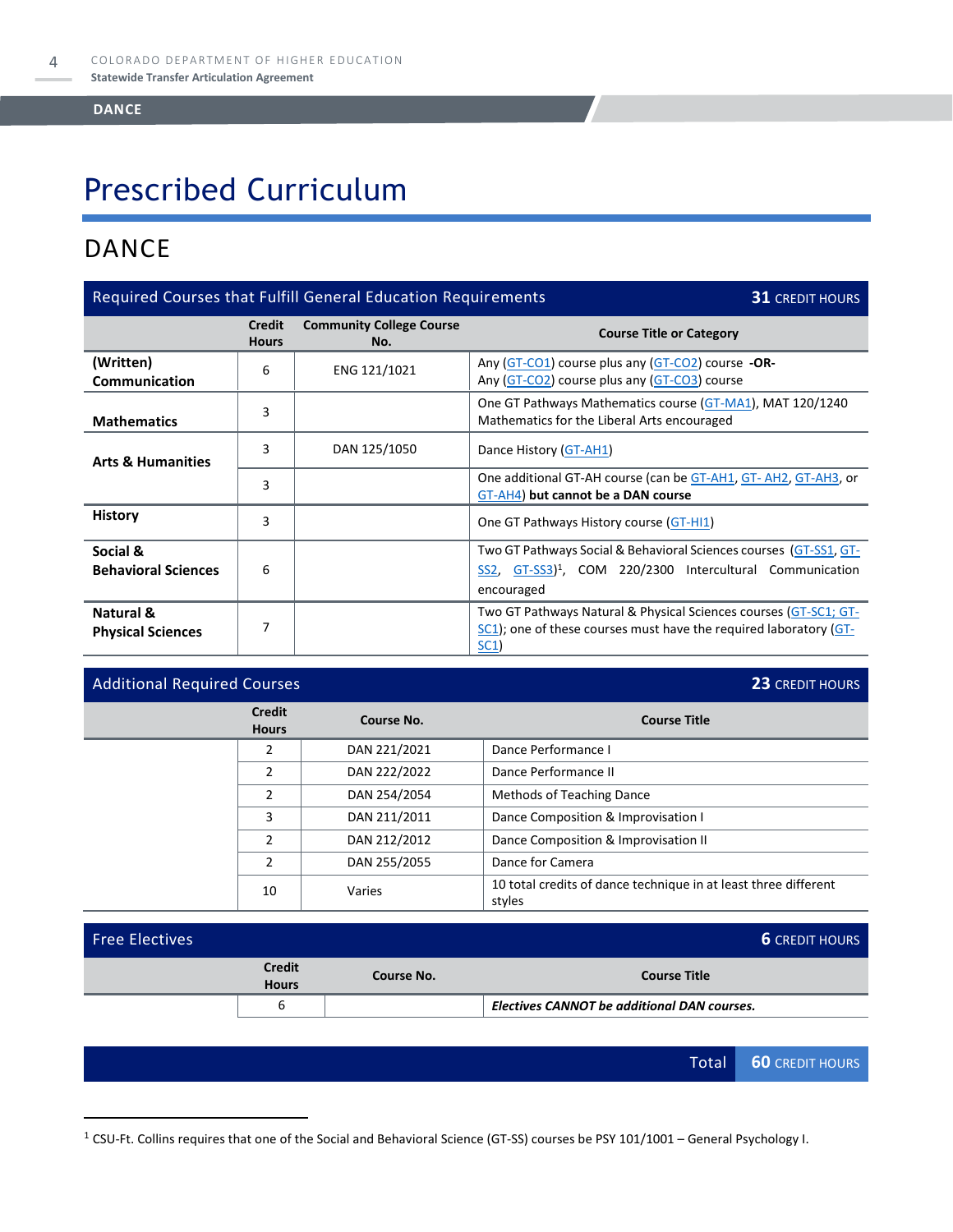# Prescribed Curriculum

## DANCE

| Required Courses that Fulfill General Education Requirements | | | **31** CREDIT HOURS |
|---|---|---|---|
| | **Credit Hours** | **Community College Course No.** | **Course Title or Category** |
| **(Written) Communication** | 6 | ENG 121/1021 | Any (GT-CO1) course plus any (GT-CO2) course **-OR-** Any (GT-CO2) course plus any (GT-CO3) course |
| **Mathematics** | 3 | | One GT Pathways Mathematics course (GT-MA1), MAT 120/1240 Mathematics for the Liberal Arts encouraged |
| **Arts & Humanities** | 3 | DAN 125/1050 | Dance History (GT-AH1) |
| | 3 | | One additional GT-AH course (can be GT-AH1, GT- AH2, GT-AH3, or GT-AH4) **but cannot be a DAN course** |
| **History** | 3 | | One GT Pathways History course (GT-HI1) |
| **Social & Behavioral Sciences** | 6 | | Two GT Pathways Social & Behavioral Sciences courses (GT-SS1, GT-SS2, GT-SS3)[1], COM 220/2300 Intercultural Communication encouraged |
| **Natural & Physical Sciences** | 7 | | Two GT Pathways Natural & Physical Sciences courses (GT-SC1; GT-SC1); one of these courses must have the required laboratory (GT-SC1) |

| Additional Required Courses | | | **23** CREDIT HOURS |
|---|---|---|---|
| | **Credit Hours** | **Course No.** | **Course Title** |
| | 2 | DAN 221/2021 | Dance Performance I |
| | 2 | DAN 222/2022 | Dance Performance II |
| | 2 | DAN 254/2054 | Methods of Teaching Dance |
| | 3 | DAN 211/2011 | Dance Composition & Improvisation I |
| | 2 | DAN 212/2012 | Dance Composition & Improvisation II |
| | 2 | DAN 255/2055 | Dance for Camera |
| | 10 | Varies | 10 total credits of dance technique in at least three different styles |

| Free Electives | | | **6** CREDIT HOURS |
|---|---|---|---|
| | **Credit Hours** | **Course No.** | **Course Title** |
| | 6 | | ***Electives CANNOT be additional DAN courses.*** |

| Total | **60** CREDIT HOURS |
|---|---|

[1] CSU-Ft. Collins requires that one of the Social and Behavioral Science (GT-SS) courses be PSY 101/1001 – General Psychology I.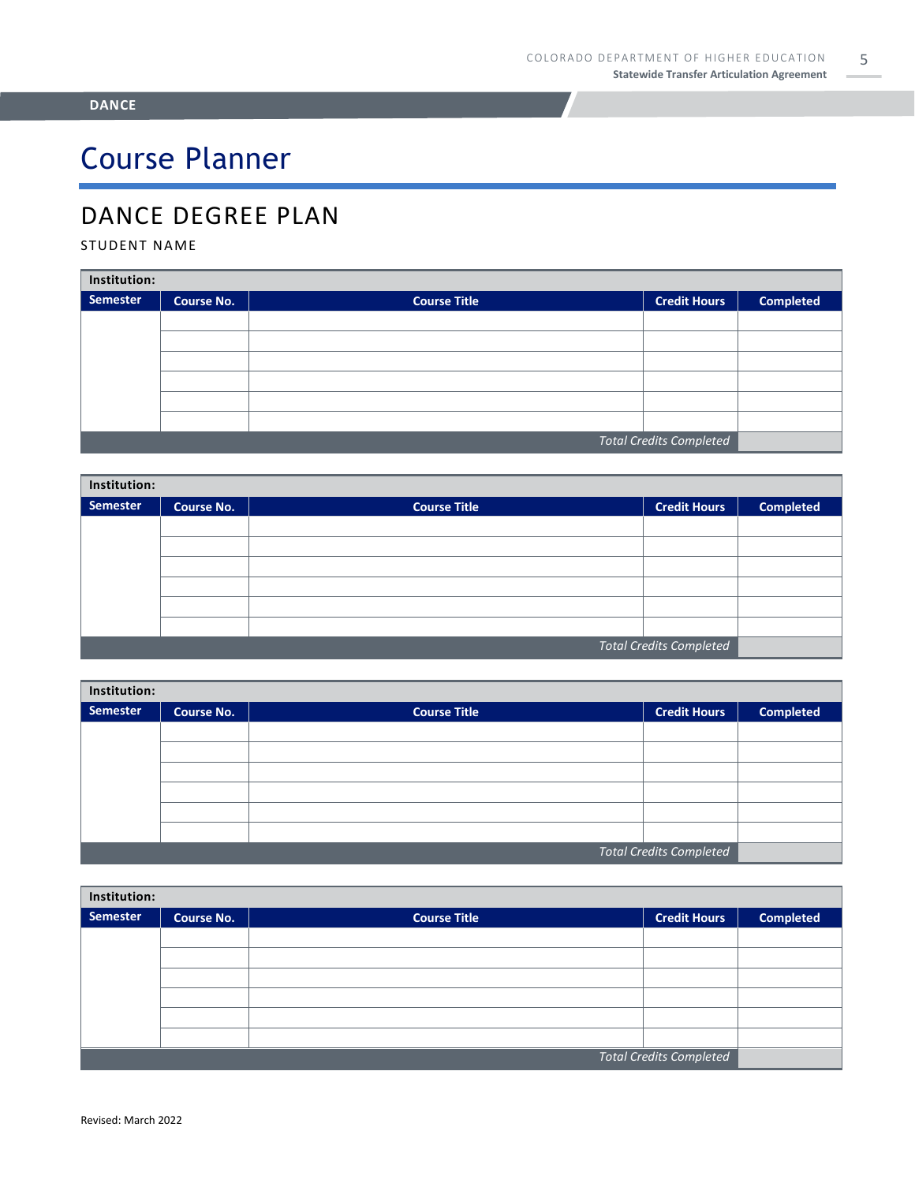DANCE

# Course Planner

## DANCE DEGREE PLAN

STUDENT NAME

| Institution: | | | | |
|---|---|---|---|---|
| **Semester** | **Course No.** | **Course Title** | **Credit Hours** | **Completed** |
| | | | | |
| | | | | |
| | | | | |
| | | | | |
| | | | | |
| | | | | |
| | | | *Total Credits Completed* | |

| Institution: | | | | |
|---|---|---|---|---|
| **Semester** | **Course No.** | **Course Title** | **Credit Hours** | **Completed** |
| | | | | |
| | | | | |
| | | | | |
| | | | | |
| | | | | |
| | | | | |
| | | | *Total Credits Completed* | |

| Institution: | | | | |
|---|---|---|---|---|
| **Semester** | **Course No.** | **Course Title** | **Credit Hours** | **Completed** |
| | | | | |
| | | | | |
| | | | | |
| | | | | |
| | | | | |
| | | | | |
| | | | *Total Credits Completed* | |

| Institution: | | | | |
|---|---|---|---|---|
| **Semester** | **Course No.** | **Course Title** | **Credit Hours** | **Completed** |
| | | | | |
| | | | | |
| | | | | |
| | | | | |
| | | | | |
| | | | | |
| | | | *Total Credits Completed* | |

Revised: March 2022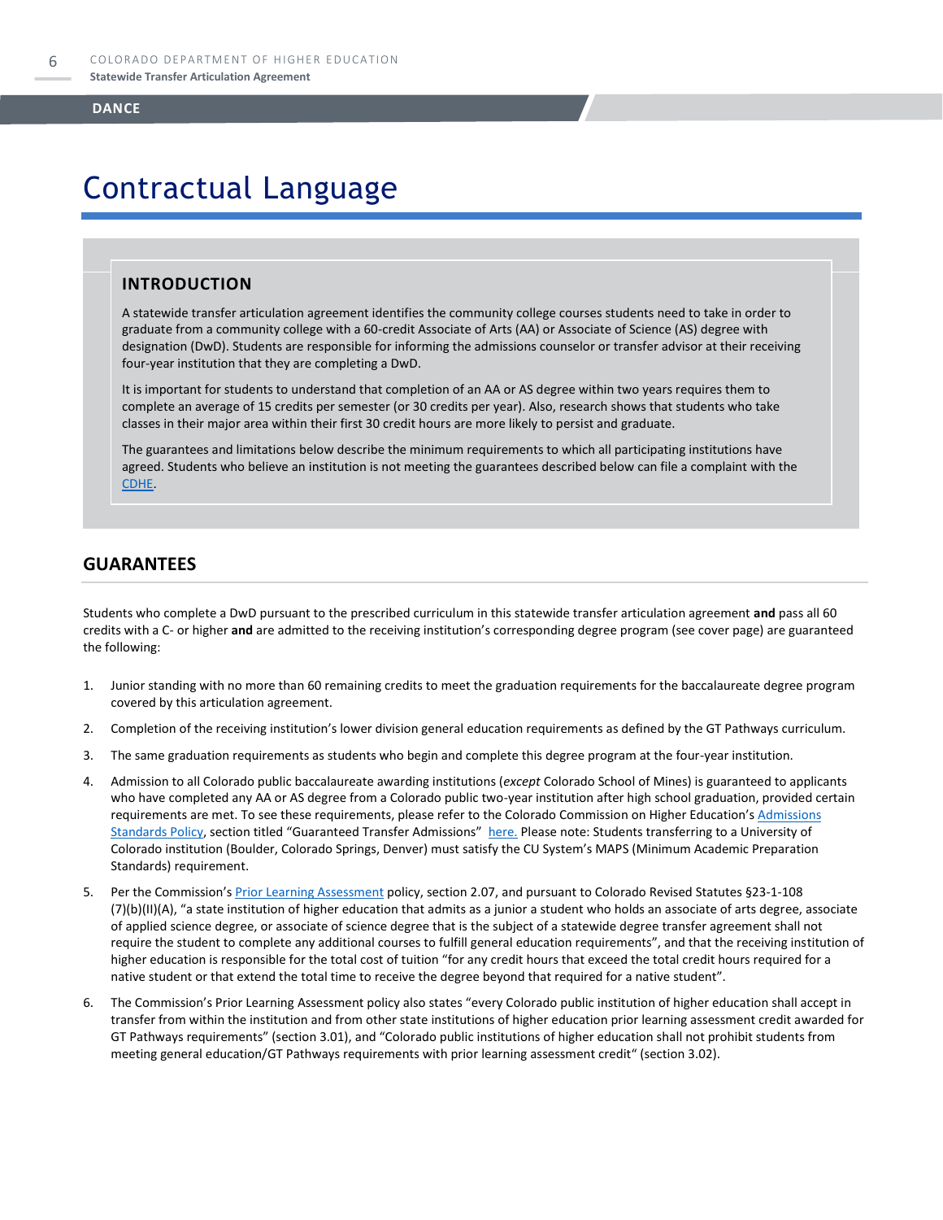## DANCE

# Contractual Language

### INTRODUCTION

A statewide transfer articulation agreement identifies the community college courses students need to take in order to graduate from a community college with a 60-credit Associate of Arts (AA) or Associate of Science (AS) degree with designation (DwD). Students are responsible for informing the admissions counselor or transfer advisor at their receiving four-year institution that they are completing a DwD.

It is important for students to understand that completion of an AA or AS degree within two years requires them to complete an average of 15 credits per semester (or 30 credits per year). Also, research shows that students who take classes in their major area within their first 30 credit hours are more likely to persist and graduate.

The guarantees and limitations below describe the minimum requirements to which all participating institutions have agreed. Students who believe an institution is not meeting the guarantees described below can file a complaint with the CDHE.

## GUARANTEES

Students who complete a DwD pursuant to the prescribed curriculum in this statewide transfer articulation agreement **and** pass all 60 credits with a C- or higher **and** are admitted to the receiving institution's corresponding degree program (see cover page) are guaranteed the following:

1. Junior standing with no more than 60 remaining credits to meet the graduation requirements for the baccalaureate degree program covered by this articulation agreement.
2. Completion of the receiving institution's lower division general education requirements as defined by the GT Pathways curriculum.
3. The same graduation requirements as students who begin and complete this degree program at the four-year institution.
4. Admission to all Colorado public baccalaureate awarding institutions (*except* Colorado School of Mines) is guaranteed to applicants who have completed any AA or AS degree from a Colorado public two-year institution after high school graduation, provided certain requirements are met. To see these requirements, please refer to the Colorado Commission on Higher Education's Admissions Standards Policy, section titled "Guaranteed Transfer Admissions" here. Please note: Students transferring to a University of Colorado institution (Boulder, Colorado Springs, Denver) must satisfy the CU System's MAPS (Minimum Academic Preparation Standards) requirement.
5. Per the Commission's Prior Learning Assessment policy, section 2.07, and pursuant to Colorado Revised Statutes §23-1-108 (7)(b)(II)(A), "a state institution of higher education that admits as a junior a student who holds an associate of arts degree, associate of applied science degree, or associate of science degree that is the subject of a statewide degree transfer agreement shall not require the student to complete any additional courses to fulfill general education requirements", and that the receiving institution of higher education is responsible for the total cost of tuition "for any credit hours that exceed the total credit hours required for a native student or that extend the total time to receive the degree beyond that required for a native student".
6. The Commission's Prior Learning Assessment policy also states "every Colorado public institution of higher education shall accept in transfer from within the institution and from other state institutions of higher education prior learning assessment credit awarded for GT Pathways requirements" (section 3.01), and "Colorado public institutions of higher education shall not prohibit students from meeting general education/GT Pathways requirements with prior learning assessment credit" (section 3.02).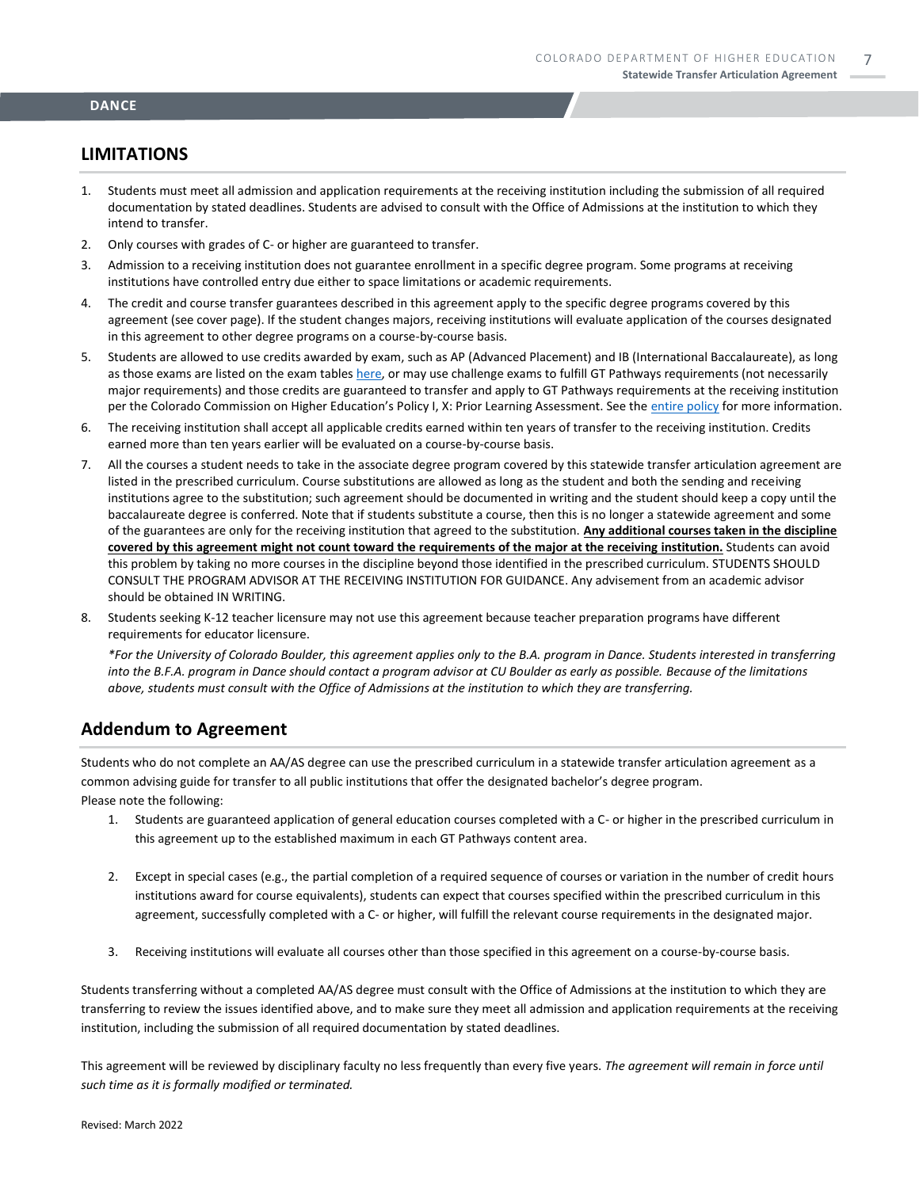## LIMITATIONS

1. Students must meet all admission and application requirements at the receiving institution including the submission of all required documentation by stated deadlines. Students are advised to consult with the Office of Admissions at the institution to which they intend to transfer.
2. Only courses with grades of C- or higher are guaranteed to transfer.
3. Admission to a receiving institution does not guarantee enrollment in a specific degree program. Some programs at receiving institutions have controlled entry due either to space limitations or academic requirements.
4. The credit and course transfer guarantees described in this agreement apply to the specific degree programs covered by this agreement (see cover page). If the student changes majors, receiving institutions will evaluate application of the courses designated in this agreement to other degree programs on a course-by-course basis.
5. Students are allowed to use credits awarded by exam, such as AP (Advanced Placement) and IB (International Baccalaureate), as long as those exams are listed on the exam tables here, or may use challenge exams to fulfill GT Pathways requirements (not necessarily major requirements) and those credits are guaranteed to transfer and apply to GT Pathways requirements at the receiving institution per the Colorado Commission on Higher Education's Policy I, X: Prior Learning Assessment. See the entire policy for more information.
6. The receiving institution shall accept all applicable credits earned within ten years of transfer to the receiving institution. Credits earned more than ten years earlier will be evaluated on a course-by-course basis.
7. All the courses a student needs to take in the associate degree program covered by this statewide transfer articulation agreement are listed in the prescribed curriculum. Course substitutions are allowed as long as the student and both the sending and receiving institutions agree to the substitution; such agreement should be documented in writing and the student should keep a copy until the baccalaureate degree is conferred. Note that if students substitute a course, then this is no longer a statewide agreement and some of the guarantees are only for the receiving institution that agreed to the substitution. **Any additional courses taken in the discipline covered by this agreement might not count toward the requirements of the major at the receiving institution.** Students can avoid this problem by taking no more courses in the discipline beyond those identified in the prescribed curriculum. STUDENTS SHOULD CONSULT THE PROGRAM ADVISOR AT THE RECEIVING INSTITUTION FOR GUIDANCE. Any advisement from an academic advisor should be obtained IN WRITING.
8. Students seeking K-12 teacher licensure may not use this agreement because teacher preparation programs have different requirements for educator licensure.

   *\*For the University of Colorado Boulder, this agreement applies only to the B.A. program in Dance. Students interested in transferring into the B.F.A. program in Dance should contact a program advisor at CU Boulder as early as possible. Because of the limitations above, students must consult with the Office of Admissions at the institution to which they are transferring.*

## Addendum to Agreement

Students who do not complete an AA/AS degree can use the prescribed curriculum in a statewide transfer articulation agreement as a common advising guide for transfer to all public institutions that offer the designated bachelor's degree program.
Please note the following:

1. Students are guaranteed application of general education courses completed with a C- or higher in the prescribed curriculum in this agreement up to the established maximum in each GT Pathways content area.
2. Except in special cases (e.g., the partial completion of a required sequence of courses or variation in the number of credit hours institutions award for course equivalents), students can expect that courses specified within the prescribed curriculum in this agreement, successfully completed with a C- or higher, will fulfill the relevant course requirements in the designated major.
3. Receiving institutions will evaluate all courses other than those specified in this agreement on a course-by-course basis.

Students transferring without a completed AA/AS degree must consult with the Office of Admissions at the institution to which they are transferring to review the issues identified above, and to make sure they meet all admission and application requirements at the receiving institution, including the submission of all required documentation by stated deadlines.

This agreement will be reviewed by disciplinary faculty no less frequently than every five years. *The agreement will remain in force until such time as it is formally modified or terminated.*

Revised: March 2022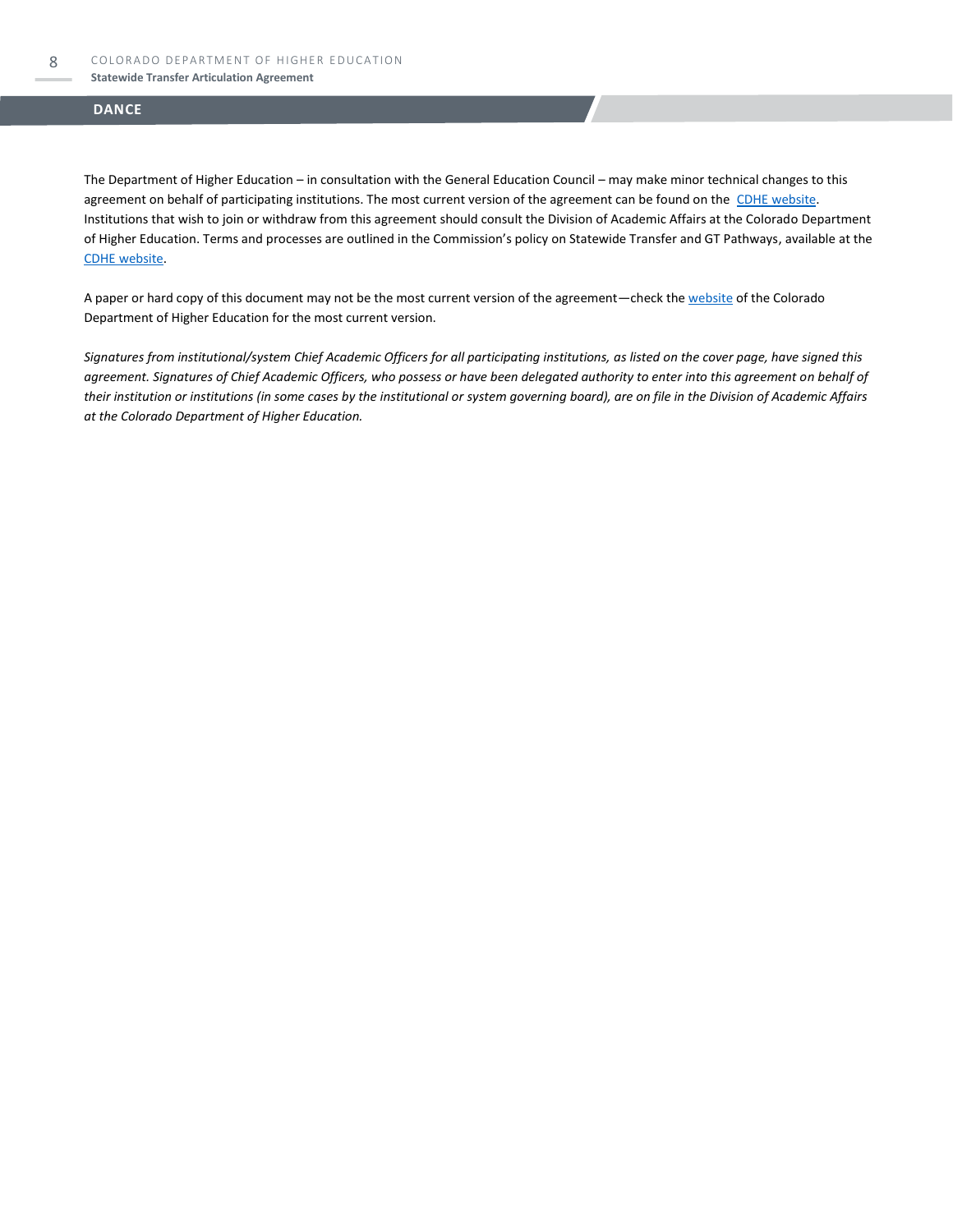## DANCE

The Department of Higher Education – in consultation with the General Education Council – may make minor technical changes to this agreement on behalf of participating institutions. The most current version of the agreement can be found on the [CDHE website](). Institutions that wish to join or withdraw from this agreement should consult the Division of Academic Affairs at the Colorado Department of Higher Education. Terms and processes are outlined in the Commission's policy on Statewide Transfer and GT Pathways, available at the [CDHE website]().

A paper or hard copy of this document may not be the most current version of the agreement—check the [website]() of the Colorado Department of Higher Education for the most current version.

*Signatures from institutional/system Chief Academic Officers for all participating institutions, as listed on the cover page, have signed this agreement. Signatures of Chief Academic Officers, who possess or have been delegated authority to enter into this agreement on behalf of their institution or institutions (in some cases by the institutional or system governing board), are on file in the Division of Academic Affairs at the Colorado Department of Higher Education.*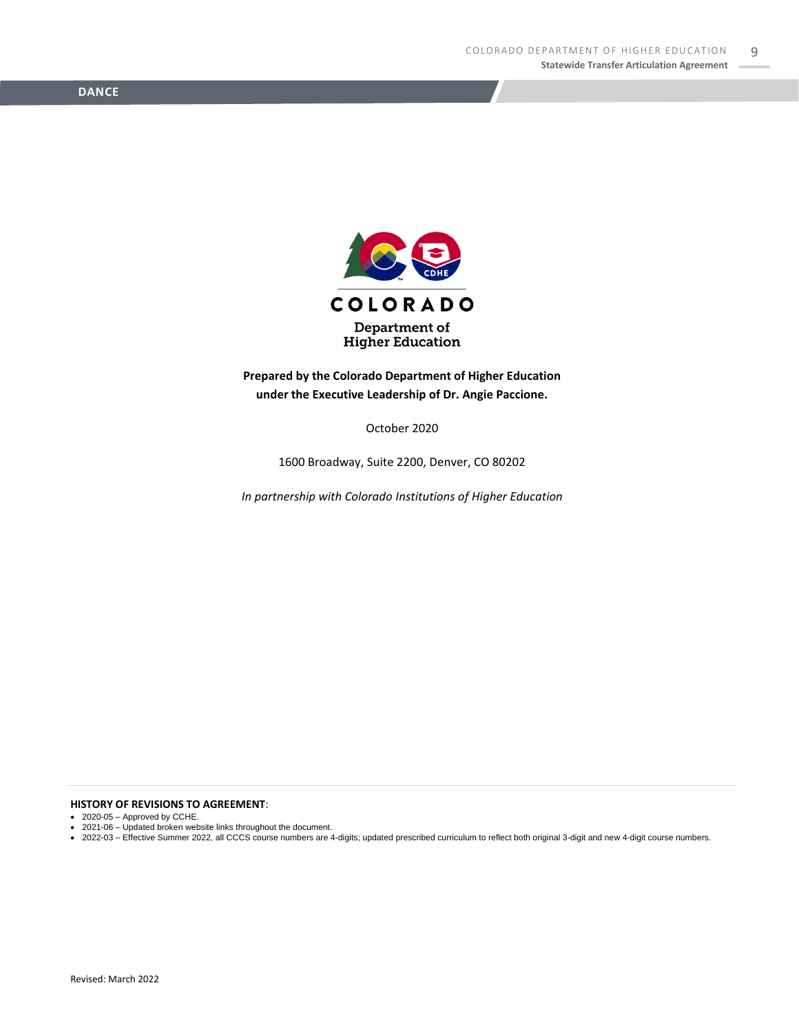**DANCE**

COLORADO

Department of
Higher Education

**Prepared by the Colorado Department of Higher Education under the Executive Leadership of Dr. Angie Paccione.**

October 2020

1600 Broadway, Suite 2200, Denver, CO 80202

*In partnership with Colorado Institutions of Higher Education*

**HISTORY OF REVISIONS TO AGREEMENT**:

- 2020-05 – Approved by CCHE.
- 2021-06 – Updated broken website links throughout the document.
- 2022-03 – Effective Summer 2022, all CCCS course numbers are 4-digits; updated prescribed curriculum to reflect both original 3-digit and new 4-digit course numbers.

Revised: March 2022